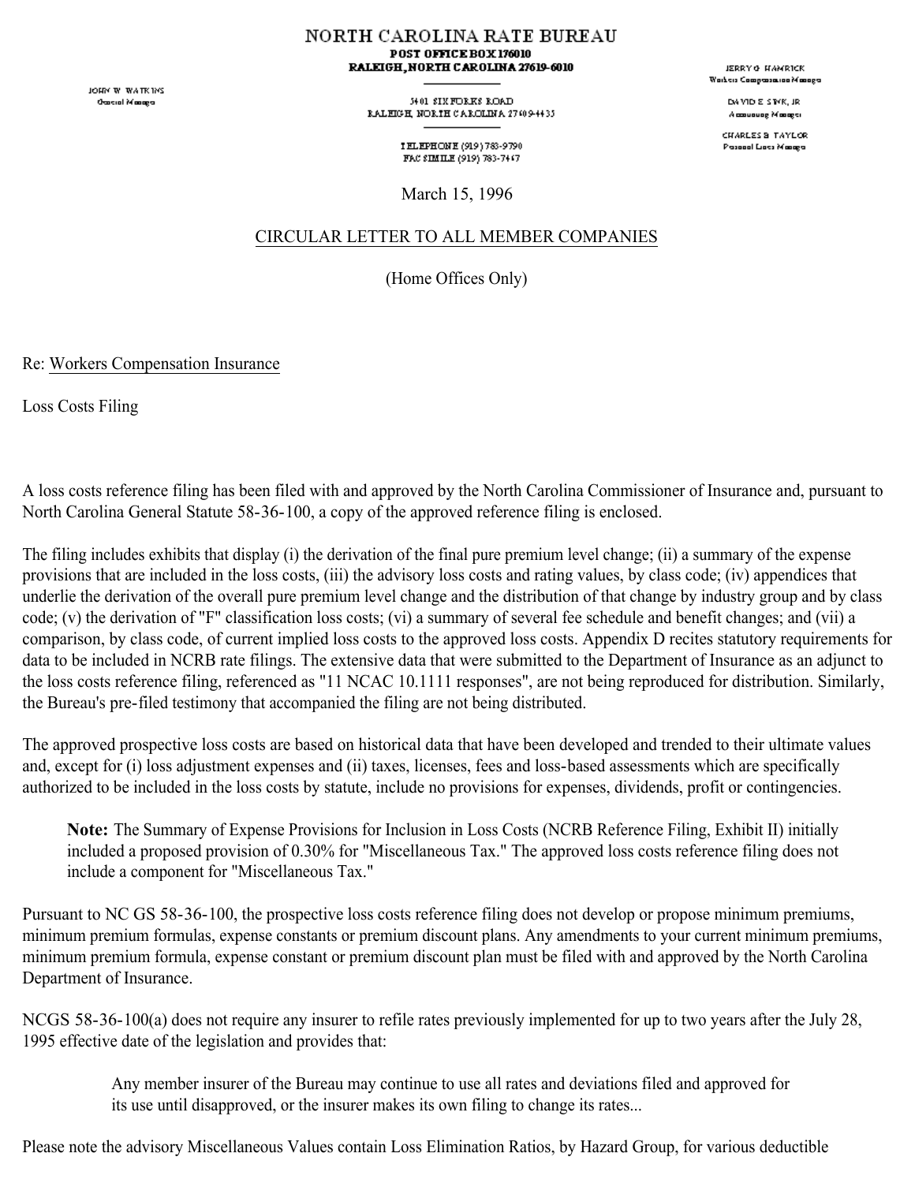# NORTH CAROLINA RATE BUREAU

**POST OFFICE BOX 176010**
**RALEIGH, NORTH CAROLINA 27619-6010**

5401 SIX FORKS ROAD
RALEIGH, NORTH CAROLINA 27609-4435

TELEPHONE (919) 783-9790
FACSIMILE (919) 783-7467

JOHN W. WATKINS
General Manager

JERRY G. HAMRICK
Workers Compensation Manager

DAVID E. SINK, JR
Accounting Manager

CHARLES B. TAYLOR
Personal Lines Manager

March 15, 1996

CIRCULAR LETTER TO ALL MEMBER COMPANIES

(Home Offices Only)

Re: Workers Compensation Insurance

Loss Costs Filing

A loss costs reference filing has been filed with and approved by the North Carolina Commissioner of Insurance and, pursuant to North Carolina General Statute 58-36-100, a copy of the approved reference filing is enclosed.

The filing includes exhibits that display (i) the derivation of the final pure premium level change; (ii) a summary of the expense provisions that are included in the loss costs, (iii) the advisory loss costs and rating values, by class code; (iv) appendices that underlie the derivation of the overall pure premium level change and the distribution of that change by industry group and by class code; (v) the derivation of "F" classification loss costs; (vi) a summary of several fee schedule and benefit changes; and (vii) a comparison, by class code, of current implied loss costs to the approved loss costs. Appendix D recites statutory requirements for data to be included in NCRB rate filings. The extensive data that were submitted to the Department of Insurance as an adjunct to the loss costs reference filing, referenced as "11 NCAC 10.1111 responses", are not being reproduced for distribution. Similarly, the Bureau's pre-filed testimony that accompanied the filing are not being distributed.

The approved prospective loss costs are based on historical data that have been developed and trended to their ultimate values and, except for (i) loss adjustment expenses and (ii) taxes, licenses, fees and loss-based assessments which are specifically authorized to be included in the loss costs by statute, include no provisions for expenses, dividends, profit or contingencies.

> **Note:** The Summary of Expense Provisions for Inclusion in Loss Costs (NCRB Reference Filing, Exhibit II) initially included a proposed provision of 0.30% for "Miscellaneous Tax." The approved loss costs reference filing does not include a component for "Miscellaneous Tax."

Pursuant to NC GS 58-36-100, the prospective loss costs reference filing does not develop or propose minimum premiums, minimum premium formulas, expense constants or premium discount plans. Any amendments to your current minimum premiums, minimum premium formula, expense constant or premium discount plan must be filed with and approved by the North Carolina Department of Insurance.

NCGS 58-36-100(a) does not require any insurer to refile rates previously implemented for up to two years after the July 28, 1995 effective date of the legislation and provides that:

> Any member insurer of the Bureau may continue to use all rates and deviations filed and approved for its use until disapproved, or the insurer makes its own filing to change its rates...

Please note the advisory Miscellaneous Values contain Loss Elimination Ratios, by Hazard Group, for various deductible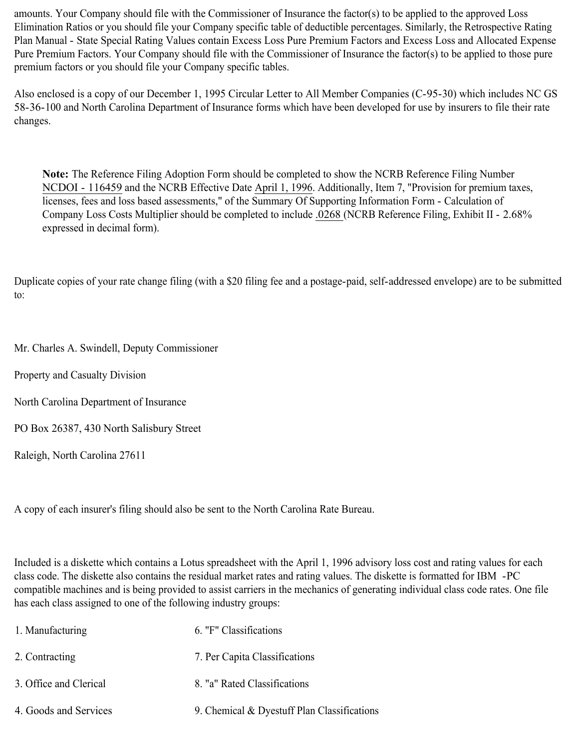amounts. Your Company should file with the Commissioner of Insurance the factor(s) to be applied to the approved Loss Elimination Ratios or you should file your Company specific table of deductible percentages. Similarly, the Retrospective Rating Plan Manual - State Special Rating Values contain Excess Loss Pure Premium Factors and Excess Loss and Allocated Expense Pure Premium Factors. Your Company should file with the Commissioner of Insurance the factor(s) to be applied to those pure premium factors or you should file your Company specific tables.

Also enclosed is a copy of our December 1, 1995 Circular Letter to All Member Companies (C-95-30) which includes NC GS 58-36-100 and North Carolina Department of Insurance forms which have been developed for use by insurers to file their rate changes.

> **Note:** The Reference Filing Adoption Form should be completed to show the NCRB Reference Filing Number NCDOI - 116459 and the NCRB Effective Date April 1, 1996. Additionally, Item 7, "Provision for premium taxes, licenses, fees and loss based assessments," of the Summary Of Supporting Information Form - Calculation of Company Loss Costs Multiplier should be completed to include .0268 (NCRB Reference Filing, Exhibit II - 2.68% expressed in decimal form).

Duplicate copies of your rate change filing (with a $20 filing fee and a postage-paid, self-addressed envelope) are to be submitted to:

Mr. Charles A. Swindell, Deputy Commissioner

Property and Casualty Division

North Carolina Department of Insurance

PO Box 26387, 430 North Salisbury Street

Raleigh, North Carolina 27611

A copy of each insurer's filing should also be sent to the North Carolina Rate Bureau.

Included is a diskette which contains a Lotus spreadsheet with the April 1, 1996 advisory loss cost and rating values for each class code. The diskette also contains the residual market rates and rating values. The diskette is formatted for IBM -PC compatible machines and is being provided to assist carriers in the mechanics of generating individual class code rates. One file has each class assigned to one of the following industry groups:

1. Manufacturing
2. Contracting
3. Office and Clerical
4. Goods and Services
6. "F" Classifications
7. Per Capita Classifications
8. "a" Rated Classifications
9. Chemical & Dyestuff Plan Classifications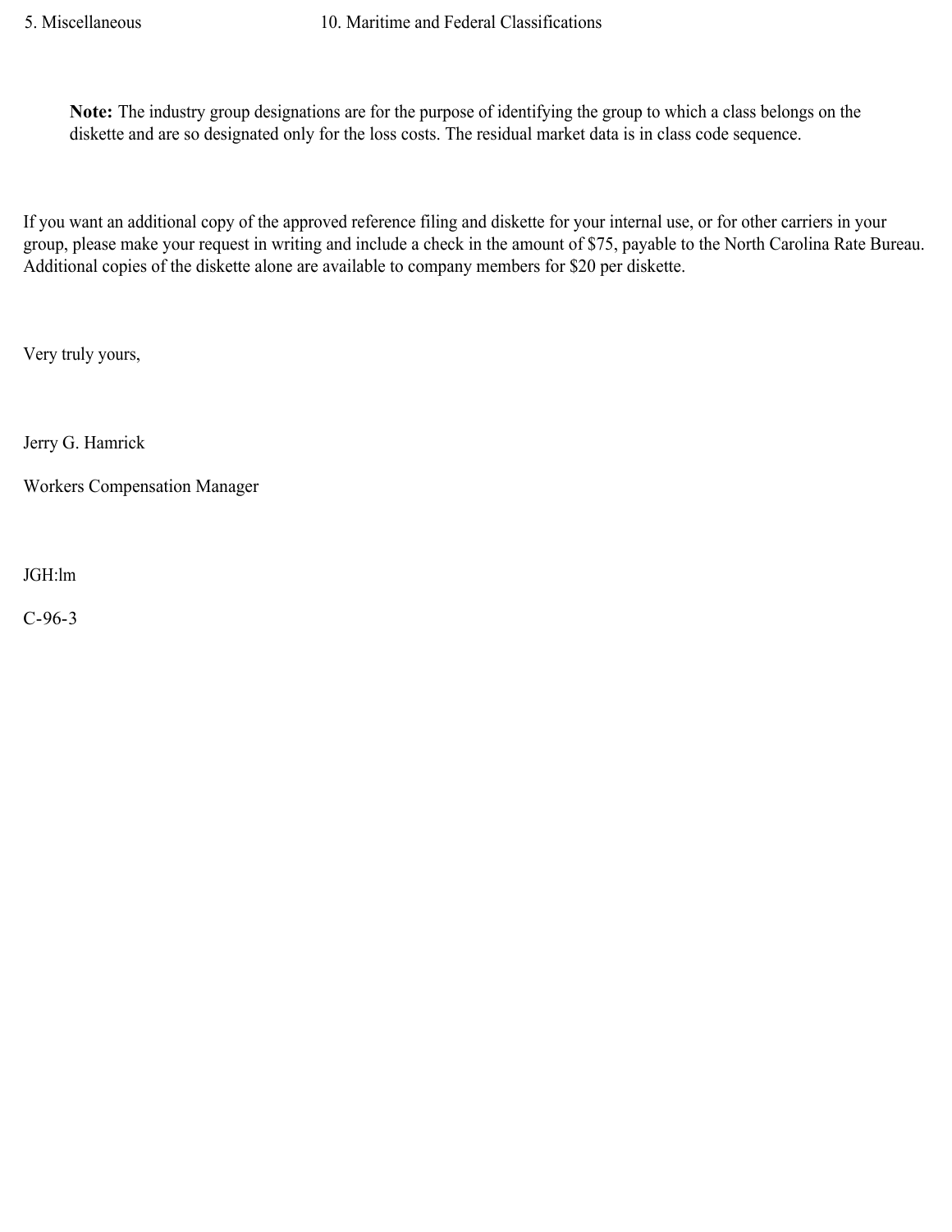5. Miscellaneous 10. Maritime and Federal Classifications

> **Note:** The industry group designations are for the purpose of identifying the group to which a class belongs on the diskette and are so designated only for the loss costs. The residual market data is in class code sequence.

If you want an additional copy of the approved reference filing and diskette for your internal use, or for other carriers in your group, please make your request in writing and include a check in the amount of $75, payable to the North Carolina Rate Bureau. Additional copies of the diskette alone are available to company members for $20 per diskette.

Very truly yours,

Jerry G. Hamrick

Workers Compensation Manager

JGH:lm

C-96-3